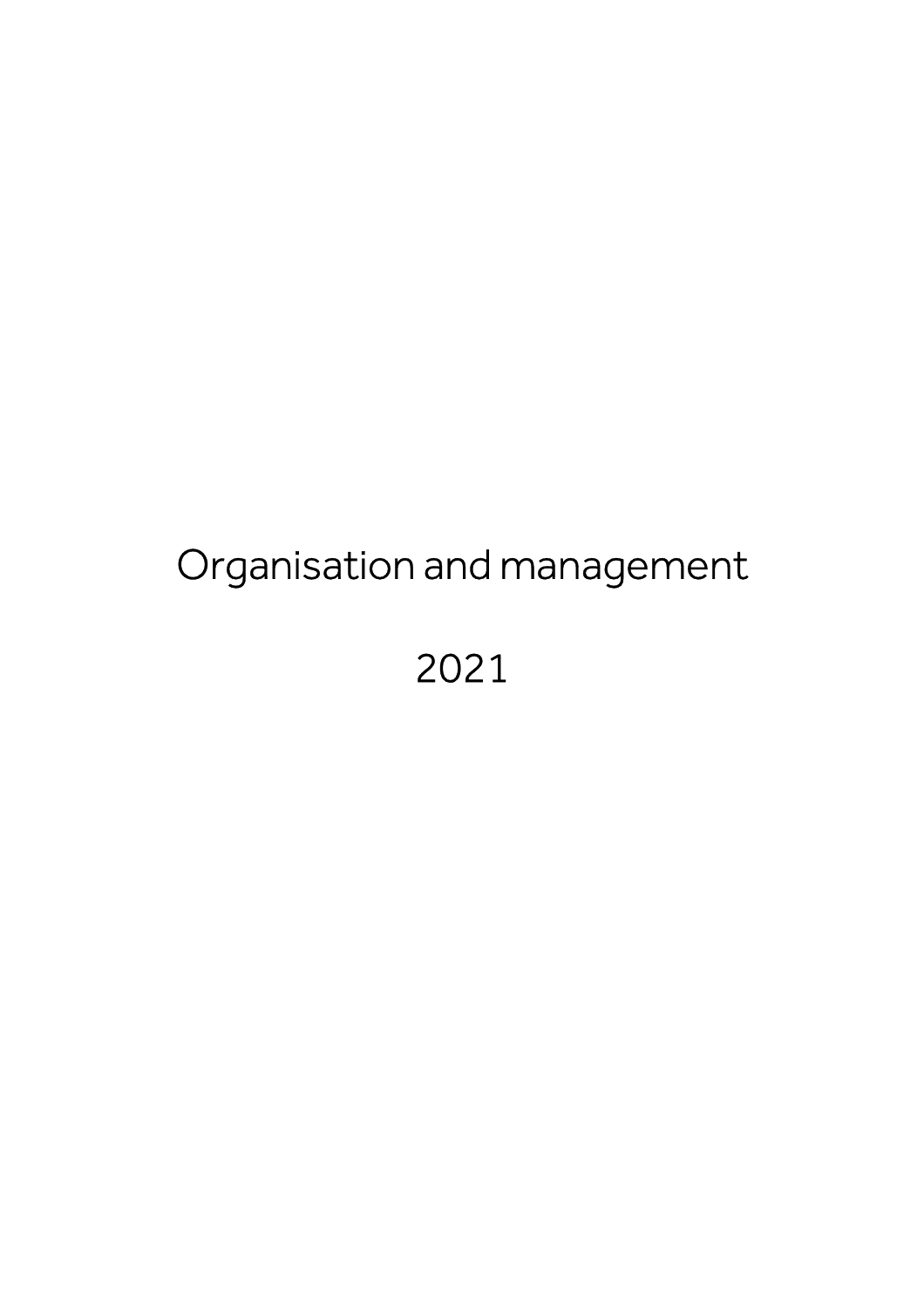# Organisation and management

2021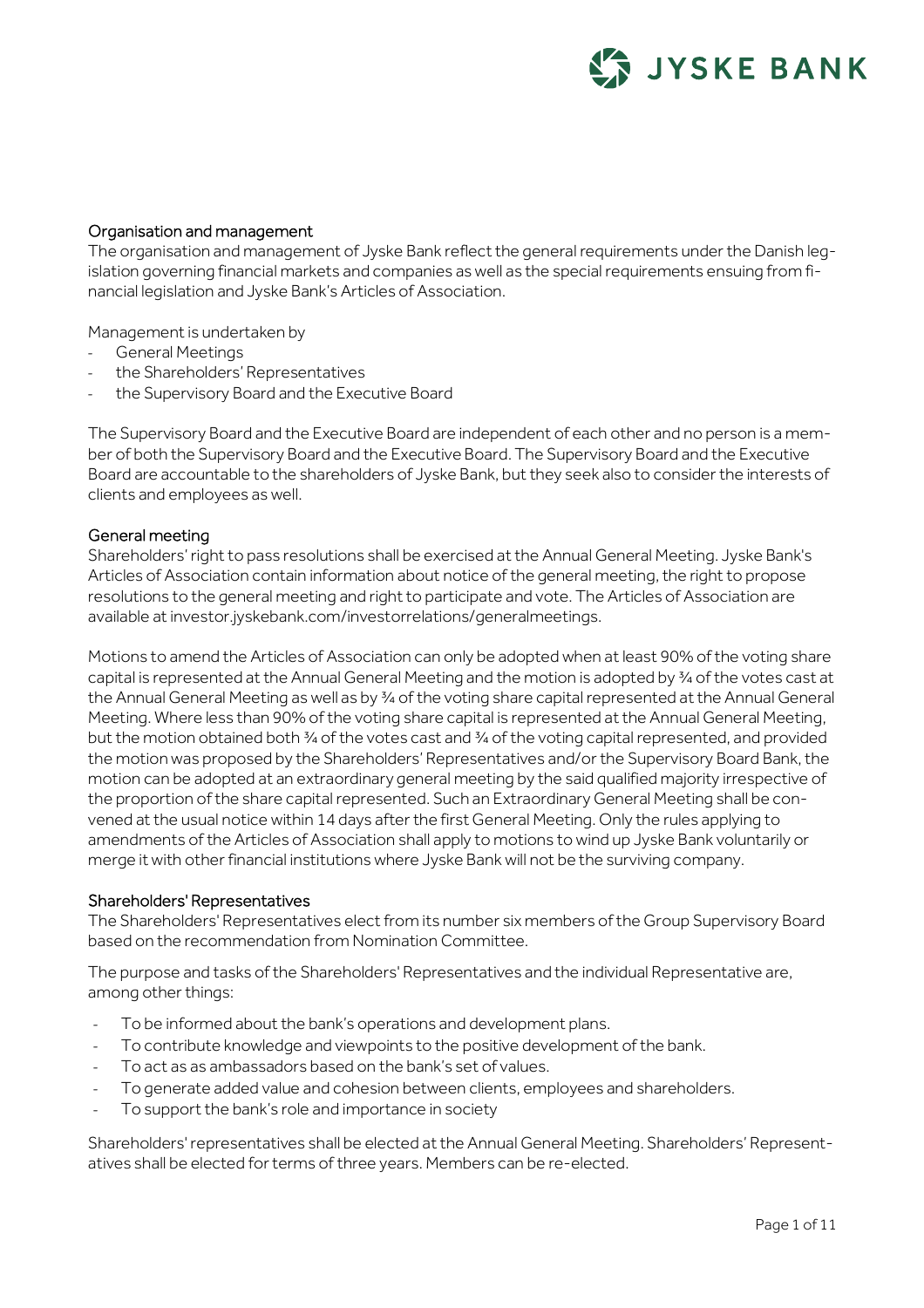## Organisation and management

The organisation and management of Jyske Bank reflect the general requirements under the Danish legislation governing financial markets and companies as well as the special requirements ensuing from financial legislation and Jyske Bank's Articles of Association.

Management is undertaken by

- General Meetings
- the Shareholders' Representatives
- the Supervisory Board and the Executive Board

The Supervisory Board and the Executive Board are independent of each other and no person is a member of both the Supervisory Board and the Executive Board. The Supervisory Board and the Executive Board are accountable to the shareholders of Jyske Bank, but they seek also to consider the interests of clients and employees as well.

## General meeting

Shareholders' right to pass resolutions shall be exercised at the Annual General Meeting. Jyske Bank's Articles of Association contain information about notice of the general meeting, the right to propose resolutions to the general meeting and right to participate and vote. The Articles of Association are available at investor.jyskebank.com/investorrelations/generalmeetings.

Motions to amend the Articles of Association can only be adopted when at least 90% of the voting share capital is represented at the Annual General Meeting and the motion is adopted by ¾ of the votes cast at the Annual General Meeting as well as by ¾ of the voting share capital represented at the Annual General Meeting. Where less than 90% of the voting share capital is represented at the Annual General Meeting, but the motion obtained both ¾ of the votes cast and ¾ of the voting capital represented, and provided the motion was proposed by the Shareholders' Representatives and/or the Supervisory Board Bank, the motion can be adopted at an extraordinary general meeting by the said qualified majority irrespective of the proportion of the share capital represented. Such an Extraordinary General Meeting shall be convened at the usual notice within 14 days after the first General Meeting. Only the rules applying to amendments of the Articles of Association shall apply to motions to wind up Jyske Bank voluntarily or merge it with other financial institutions where Jyske Bank will not be the surviving company.

## Shareholders' Representatives

The Shareholders' Representatives elect from its number six members of the Group Supervisory Board based on the recommendation from Nomination Committee.

The purpose and tasks of the Shareholders' Representatives and the individual Representative are, among other things:

- To be informed about the bank's operations and development plans.
- To contribute knowledge and viewpoints to the positive development of the bank.
- To act as as ambassadors based on the bank's set of values.
- To generate added value and cohesion between clients, employees and shareholders.
- To support the bank's role and importance in society

Shareholders' representatives shall be elected at the Annual General Meeting. Shareholders' Representatives shall be elected for terms of three years. Members can be re-elected.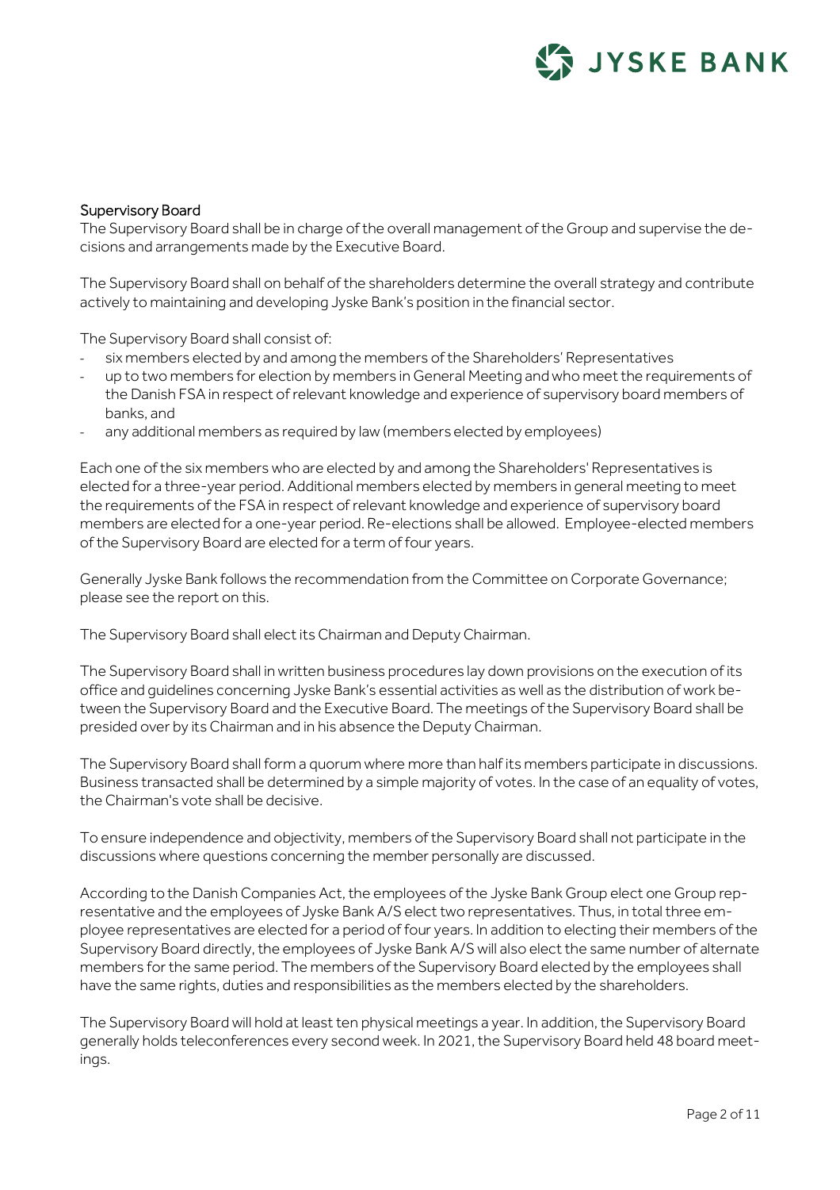## Supervisory Board

The Supervisory Board shall be in charge of the overall management of the Group and supervise the decisions and arrangements made by the Executive Board.

The Supervisory Board shall on behalf of the shareholders determine the overall strategy and contribute actively to maintaining and developing Jyske Bank's position in the financial sector.

The Supervisory Board shall consist of:

- six members elected by and among the members of the Shareholders' Representatives
- up to two members for election by members in General Meeting and who meet the requirements of the Danish FSA in respect of relevant knowledge and experience of supervisory board members of banks, and
- any additional members as required by law (members elected by employees)

Each one of the six members who are elected by and among the Shareholders' Representatives is elected for a three-year period. Additional members elected by members in general meeting to meet the requirements of the FSA in respect of relevant knowledge and experience of supervisory board members are elected for a one-year period. Re-elections shall be allowed. Employee-elected members of the Supervisory Board are elected for a term of four years.

Generally Jyske Bank follows the recommendation from the Committee on Corporate Governance; please see the report on this.

The Supervisory Board shall elect its Chairman and Deputy Chairman.

The Supervisory Board shall in written business procedures lay down provisions on the execution of its office and guidelines concerning Jyske Bank's essential activities as well as the distribution of work between the Supervisory Board and the Executive Board. The meetings of the Supervisory Board shall be presided over by its Chairman and in his absence the Deputy Chairman.

The Supervisory Board shall form a quorum where more than half its members participate in discussions. Business transacted shall be determined by a simple majority of votes. In the case of an equality of votes, the Chairman's vote shall be decisive.

To ensure independence and objectivity, members of the Supervisory Board shall not participate in the discussions where questions concerning the member personally are discussed.

According to the Danish Companies Act, the employees of the Jyske Bank Group elect one Group representative and the employees of Jyske Bank A/S elect two representatives. Thus, in total three employee representatives are elected for a period of four years. In addition to electing their members of the Supervisory Board directly, the employees of Jyske Bank A/S will also elect the same number of alternate members for the same period. The members of the Supervisory Board elected by the employees shall have the same rights, duties and responsibilities as the members elected by the shareholders.

The Supervisory Board will hold at least ten physical meetings a year. In addition, the Supervisory Board generally holds teleconferences every second week. In 2021, the Supervisory Board held 48 board meetings.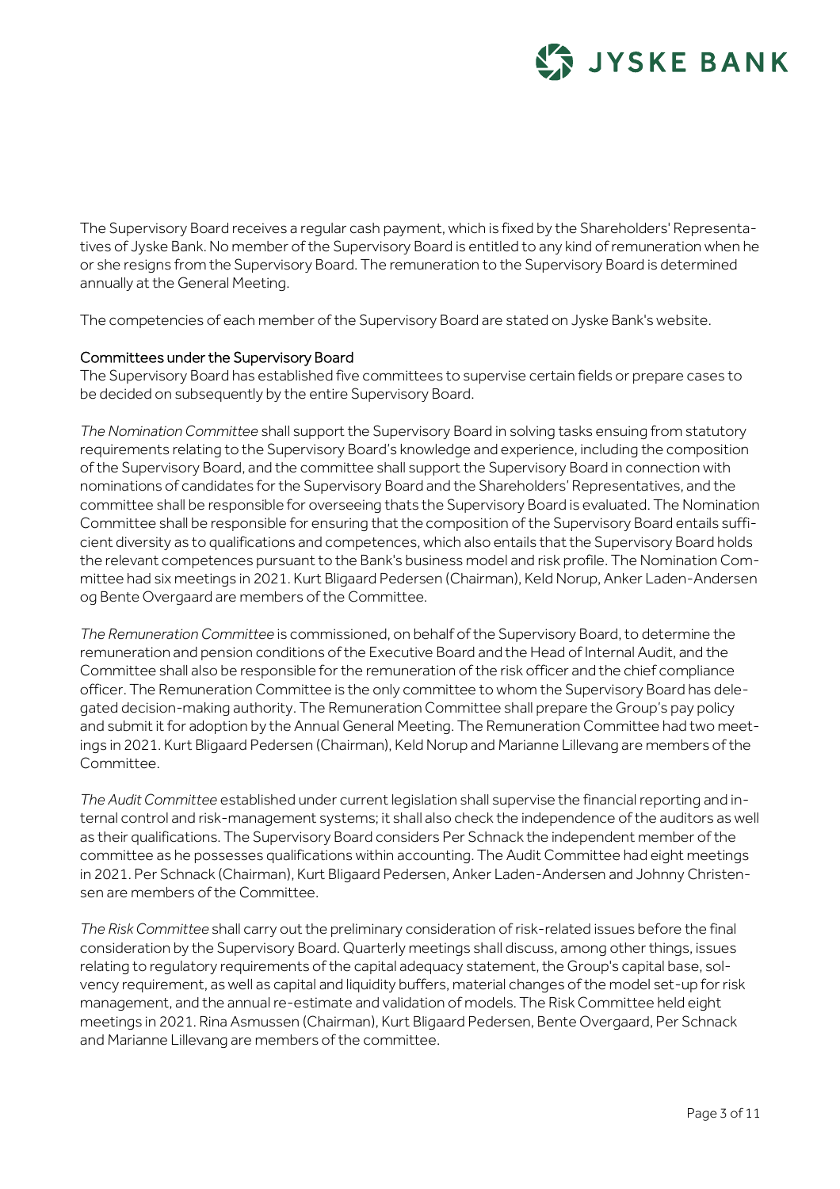The Supervisory Board receives a regular cash payment, which is fixed by the Shareholders' Representatives of Jyske Bank. No member of the Supervisory Board is entitled to any kind of remuneration when he or she resigns from the Supervisory Board. The remuneration to the Supervisory Board is determined annually at the General Meeting.

The competencies of each member of the Supervisory Board are stated on Jyske Bank's website.

## Committees under the Supervisory Board

The Supervisory Board has established five committees to supervise certain fields or prepare cases to be decided on subsequently by the entire Supervisory Board.

*The Nomination Committee* shall support the Supervisory Board in solving tasks ensuing from statutory requirements relating to the Supervisory Board's knowledge and experience, including the composition of the Supervisory Board, and the committee shall support the Supervisory Board in connection with nominations of candidates for the Supervisory Board and the Shareholders' Representatives, and the committee shall be responsible for overseeing thats the Supervisory Board is evaluated. The Nomination Committee shall be responsible for ensuring that the composition of the Supervisory Board entails sufficient diversity as to qualifications and competences, which also entails that the Supervisory Board holds the relevant competences pursuant to the Bank's business model and risk profile. The Nomination Committee had six meetings in 2021. Kurt Bligaard Pedersen (Chairman), Keld Norup, Anker Laden-Andersen og Bente Overgaard are members of the Committee.

*The Remuneration Committee* is commissioned, on behalf of the Supervisory Board, to determine the remuneration and pension conditions of the Executive Board and the Head of Internal Audit, and the Committee shall also be responsible for the remuneration of the risk officer and the chief compliance officer. The Remuneration Committee is the only committee to whom the Supervisory Board has delegated decision-making authority. The Remuneration Committee shall prepare the Group's pay policy and submit it for adoption by the Annual General Meeting. The Remuneration Committee had two meetings in 2021. Kurt Bligaard Pedersen (Chairman), Keld Norup and Marianne Lillevang are members of the Committee.

*The Audit Committee* established under current legislation shall supervise the financial reporting and internal control and risk-management systems; it shall also check the independence of the auditors as well as their qualifications. The Supervisory Board considers Per Schnack the independent member of the committee as he possesses qualifications within accounting. The Audit Committee had eight meetings in 2021. Per Schnack (Chairman), Kurt Bligaard Pedersen, Anker Laden-Andersen and Johnny Christensen are members of the Committee.

*The Risk Committee* shall carry out the preliminary consideration of risk-related issues before the final consideration by the Supervisory Board. Quarterly meetings shall discuss, among other things, issues relating to regulatory requirements of the capital adequacy statement, the Group's capital base, solvency requirement, as well as capital and liquidity buffers, material changes of the model set-up for risk management, and the annual re-estimate and validation of models. The Risk Committee held eight meetings in 2021. Rina Asmussen (Chairman), Kurt Bligaard Pedersen, Bente Overgaard, Per Schnack and Marianne Lillevang are members of the committee.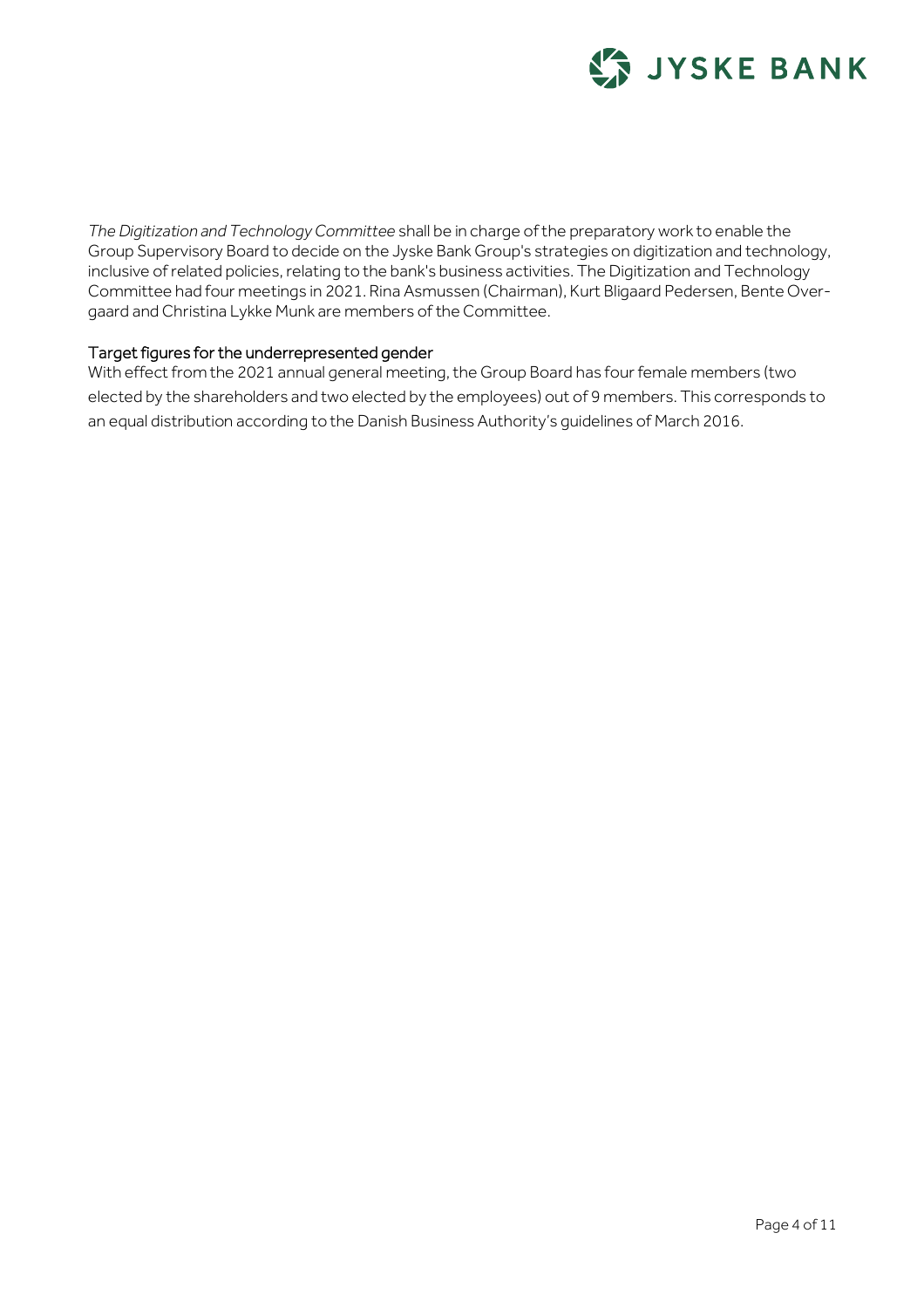*The Digitization and Technology Committee* shall be in charge of the preparatory work to enable the Group Supervisory Board to decide on the Jyske Bank Group's strategies on digitization and technology, inclusive of related policies, relating to the bank's business activities. The Digitization and Technology Committee had four meetings in 2021. Rina Asmussen (Chairman), Kurt Bligaard Pedersen, Bente Overgaard and Christina Lykke Munk are members of the Committee.

### Target figures for the underrepresented gender

With effect from the 2021 annual general meeting, the Group Board has four female members (two elected by the shareholders and two elected by the employees) out of 9 members. This corresponds to an equal distribution according to the Danish Business Authority's guidelines of March 2016.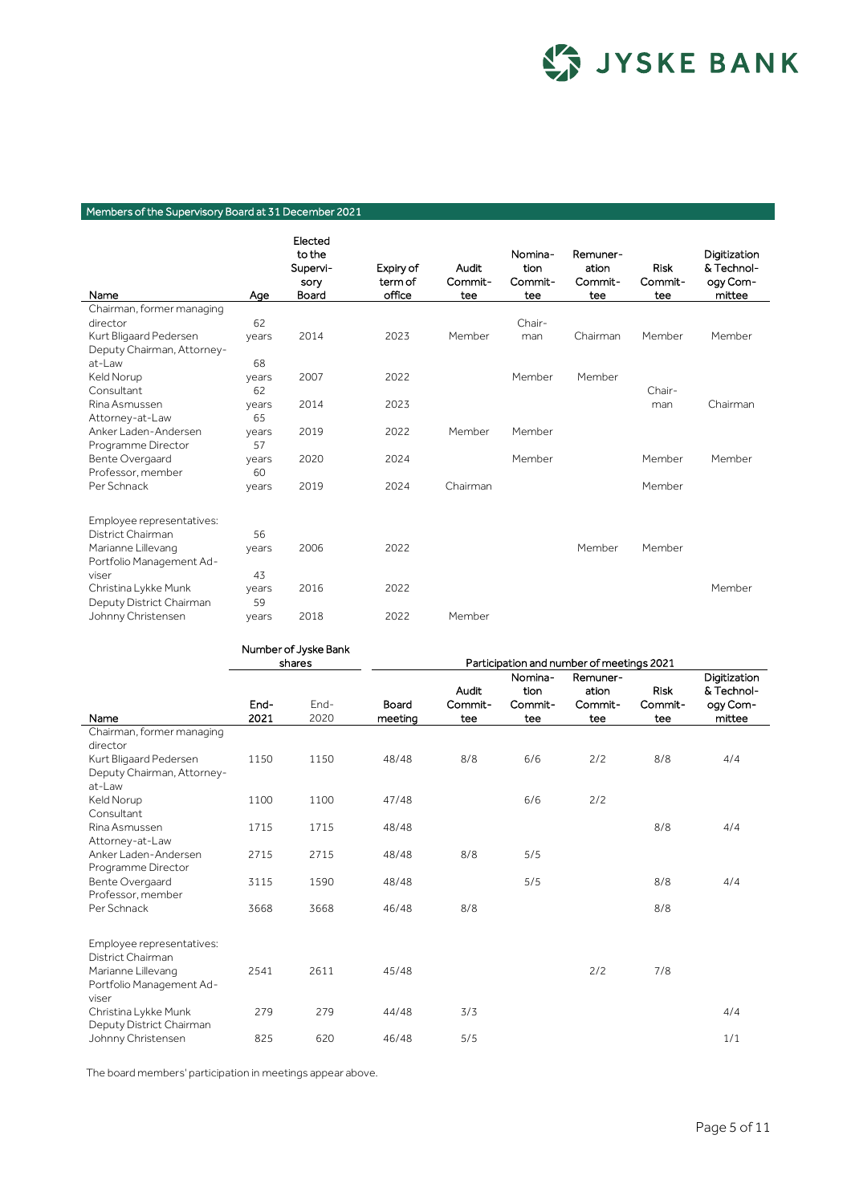## Members of the Supervisory Board at 31 December 2021

| Name | Age | Elected to the Supervisory Board | Expiry of term of office | Audit Committee | Nomination Committee | Remuneration Committee | Risk Committee | Digitization & Technology Committee |
|---|---|---|---|---|---|---|---|---|
| Chairman, former managing director Kurt Bligaard Pedersen | 62 years | 2014 | 2023 | Member | Chairman | Chairman | Member | Member |
| Deputy Chairman, Attorney-at-Law Keld Norup | 68 years | 2007 | 2022 | | Member | Member | | |
| Consultant Rina Asmussen | 62 years | 2014 | 2023 | | | | Chairman | Chairman |
| Attorney-at-Law Anker Laden-Andersen | 65 years | 2019 | 2022 | Member | Member | | | |
| Programme Director Bente Overgaard | 57 years | 2020 | 2024 | | Member | | Member | Member |
| Professor, member Per Schnack | 60 years | 2019 | 2024 | Chairman | | | Member | |
| Employee representatives: | | | | | | | | |
| District Chairman Marianne Lillevang | 56 years | 2006 | 2022 | | | Member | Member | |
| Portfolio Management Adviser Christina Lykke Munk | 43 years | 2016 | 2022 | | | | | Member |
| Deputy District Chairman Johnny Christensen | 59 years | 2018 | 2022 | Member | | | | |

| | Number of Jyske Bank shares | | Participation and number of meetings 2021 | | | | | |
|---|---|---|---|---|---|---|---|---|
| Name | End-2021 | End-2020 | Board meeting | Audit Committee | Nomination Committee | Remuneration Committee | Risk Committee | Digitization & Technology Committee |
| Chairman, former managing director Kurt Bligaard Pedersen | 1150 | 1150 | 48/48 | 8/8 | 6/6 | 2/2 | 8/8 | 4/4 |
| Deputy Chairman, Attorney-at-Law Keld Norup | 1100 | 1100 | 47/48 | | 6/6 | 2/2 | | |
| Consultant Rina Asmussen | 1715 | 1715 | 48/48 | | | | 8/8 | 4/4 |
| Attorney-at-Law Anker Laden-Andersen | 2715 | 2715 | 48/48 | 8/8 | 5/5 | | | |
| Programme Director Bente Overgaard | 3115 | 1590 | 48/48 | | 5/5 | | 8/8 | 4/4 |
| Professor, member Per Schnack | 3668 | 3668 | 46/48 | 8/8 | | | 8/8 | |
| Employee representatives: | | | | | | | | |
| District Chairman Marianne Lillevang | 2541 | 2611 | 45/48 | | | 2/2 | 7/8 | |
| Portfolio Management Adviser Christina Lykke Munk | 279 | 279 | 44/48 | 3/3 | | | | 4/4 |
| Deputy District Chairman Johnny Christensen | 825 | 620 | 46/48 | 5/5 | | | | 1/1 |

The board members' participation in meetings appear above.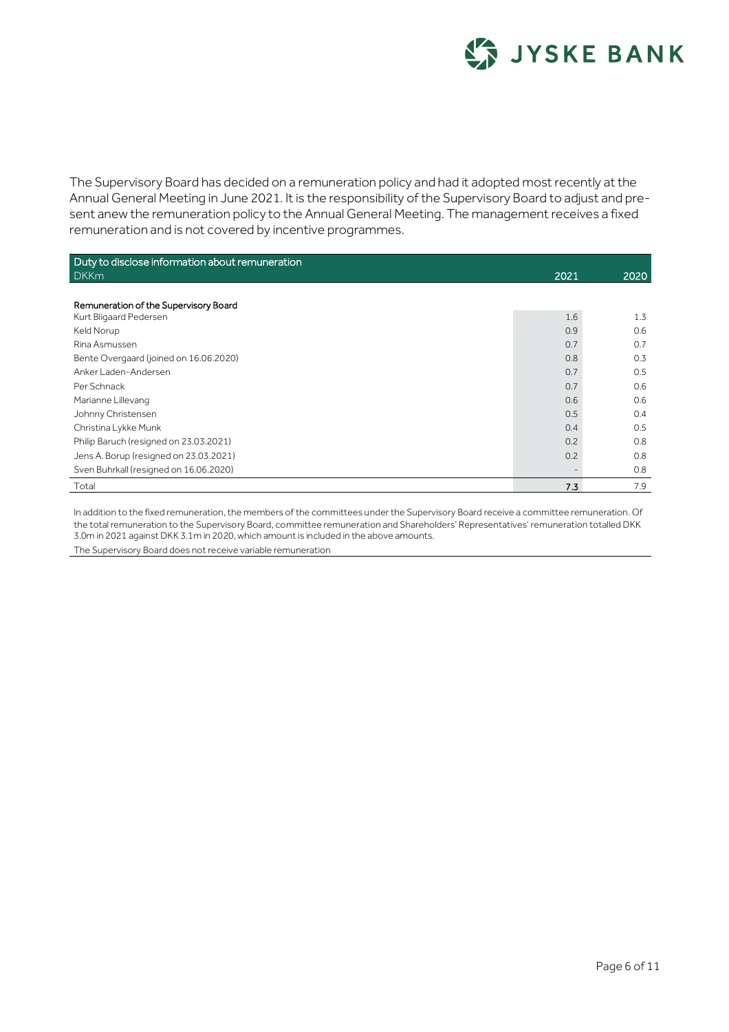The Supervisory Board has decided on a remuneration policy and had it adopted most recently at the Annual General Meeting in June 2021. It is the responsibility of the Supervisory Board to adjust and present anew the remuneration policy to the Annual General Meeting. The management receives a fixed remuneration and is not covered by incentive programmes.

| Duty to disclose information about remuneration<br>DKKm | 2021 | 2020 |
|---|---|---|
| **Remuneration of the Supervisory Board** | | |
| Kurt Bligaard Pedersen | 1.6 | 1.3 |
| Keld Norup | 0.9 | 0.6 |
| Rina Asmussen | 0.7 | 0.7 |
| Bente Overgaard (joined on 16.06.2020) | 0.8 | 0.3 |
| Anker Laden-Andersen | 0.7 | 0.5 |
| Per Schnack | 0.7 | 0.6 |
| Marianne Lillevang | 0.6 | 0.6 |
| Johnny Christensen | 0.5 | 0.4 |
| Christina Lykke Munk | 0.4 | 0.5 |
| Philip Baruch (resigned on 23.03.2021) | 0.2 | 0.8 |
| Jens A. Borup (resigned on 23.03.2021) | 0.2 | 0.8 |
| Sven Buhrkall (resigned on 16.06.2020) | - | 0.8 |
| Total | **7.3** | 7.9 |

In addition to the fixed remuneration, the members of the committees under the Supervisory Board receive a committee remuneration. Of the total remuneration to the Supervisory Board, committee remuneration and Shareholders' Representatives' remuneration totalled DKK 3.0m in 2021 against DKK 3.1m in 2020, which amount is included in the above amounts.

The Supervisory Board does not receive variable remuneration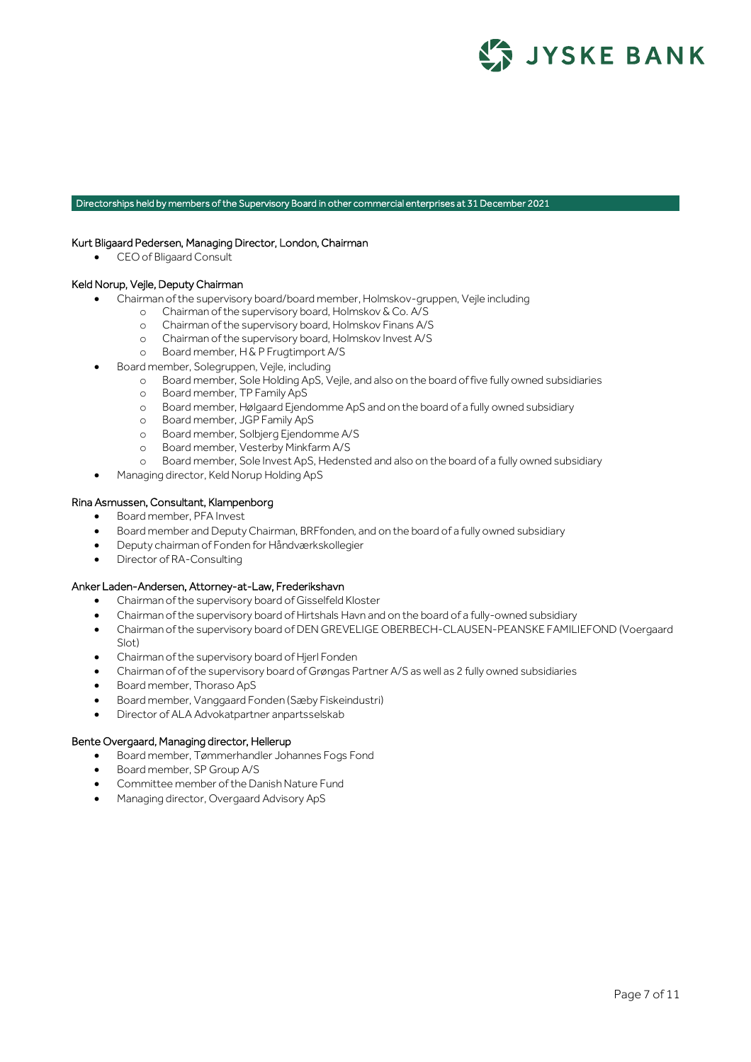## Directorships held by members of the Supervisory Board in other commercial enterprises at 31 December 2021

### Kurt Bligaard Pedersen, Managing Director, London, Chairman

- CEO of Bligaard Consult

### Keld Norup, Vejle, Deputy Chairman

- Chairman of the supervisory board/board member, Holmskov-gruppen, Vejle including
  - Chairman of the supervisory board, Holmskov & Co. A/S
  - Chairman of the supervisory board, Holmskov Finans A/S
  - Chairman of the supervisory board, Holmskov Invest A/S
  - Board member, H & P Frugtimport A/S
- Board member, Solegruppen, Vejle, including
  - Board member, Sole Holding ApS, Vejle, and also on the board of five fully owned subsidiaries
  - Board member, TP Family ApS
  - Board member, Hølgaard Ejendomme ApS and on the board of a fully owned subsidiary
  - Board member, JGP Family ApS
  - Board member, Solbjerg Ejendomme A/S
  - Board member, Vesterby Minkfarm A/S
  - Board member, Sole Invest ApS, Hedensted and also on the board of a fully owned subsidiary
- Managing director, Keld Norup Holding ApS

### Rina Asmussen, Consultant, Klampenborg

- Board member, PFA Invest
- Board member and Deputy Chairman, BRFfonden, and on the board of a fully owned subsidiary
- Deputy chairman of Fonden for Håndværkskollegier
- Director of RA-Consulting

### Anker Laden-Andersen, Attorney-at-Law, Frederikshavn

- Chairman of the supervisory board of Gisselfeld Kloster
- Chairman of the supervisory board of Hirtshals Havn and on the board of a fully-owned subsidiary
- Chairman of the supervisory board of DEN GREVELIGE OBERBECH-CLAUSEN-PEANSKE FAMILIEFOND (Voergaard Slot)
- Chairman of the supervisory board of Hjerl Fonden
- Chairman of of the supervisory board of Grøngas Partner A/S as well as 2 fully owned subsidiaries
- Board member, Thoraso ApS
- Board member, Vanggaard Fonden (Sæby Fiskeindustri)
- Director of ALA Advokatpartner anpartsselskab

### Bente Overgaard, Managing director, Hellerup

- Board member, Tømmerhandler Johannes Fogs Fond
- Board member, SP Group A/S
- Committee member of the Danish Nature Fund
- Managing director, Overgaard Advisory ApS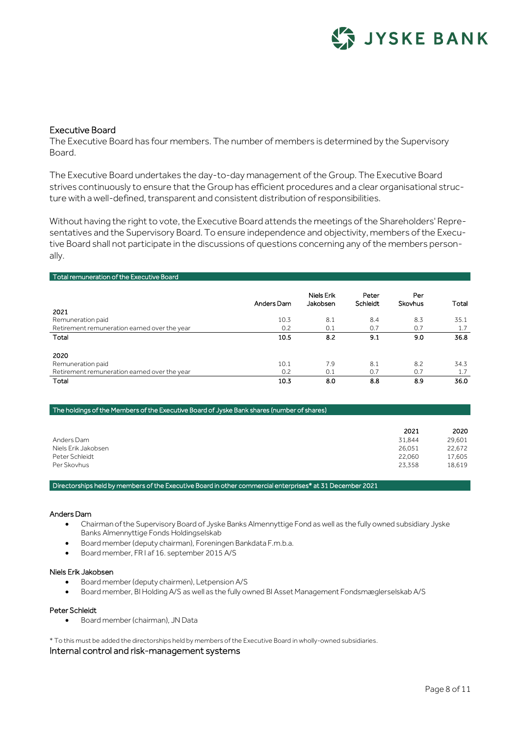## Executive Board

The Executive Board has four members. The number of members is determined by the Supervisory Board.

The Executive Board undertakes the day-to-day management of the Group. The Executive Board strives continuously to ensure that the Group has efficient procedures and a clear organisational structure with a well-defined, transparent and consistent distribution of responsibilities.

Without having the right to vote, the Executive Board attends the meetings of the Shareholders' Representatives and the Supervisory Board. To ensure independence and objectivity, members of the Executive Board shall not participate in the discussions of questions concerning any of the members personally.

**Total remuneration of the Executive Board**

| | Anders Dam | Niels Erik Jakobsen | Peter Schleidt | Per Skovhus | Total |
|---|---|---|---|---|---|
| **2021** | | | | | |
| Remuneration paid | 10.3 | 8.1 | 8.4 | 8.3 | 35.1 |
| Retirement remuneration earned over the year | 0.2 | 0.1 | 0.7 | 0.7 | 1.7 |
| **Total** | **10.5** | **8.2** | **9.1** | **9.0** | **36.8** |
| **2020** | | | | | |
| Remuneration paid | 10.1 | 7.9 | 8.1 | 8.2 | 34.3 |
| Retirement remuneration earned over the year | 0.2 | 0.1 | 0.7 | 0.7 | 1.7 |
| **Total** | **10.3** | **8.0** | **8.8** | **8.9** | **36.0** |

**The holdings of the Members of the Executive Board of Jyske Bank shares (number of shares)**

| | 2021 | 2020 |
|---|---|---|
| Anders Dam | 31,844 | 29,601 |
| Niels Erik Jakobsen | 26,051 | 22,672 |
| Peter Schleidt | 22,060 | 17,605 |
| Per Skovhus | 23,358 | 18,619 |

**Directorships held by members of the Executive Board in other commercial enterprises* at 31 December 2021**

**Anders Dam**

- Chairman of the Supervisory Board of Jyske Banks Almennyttige Fond as well as the fully owned subsidiary Jyske Banks Almennyttige Fonds Holdingselskab
- Board member (deputy chairman), Foreningen Bankdata F.m.b.a.
- Board member, FR I af 16. september 2015 A/S

**Niels Erik Jakobsen**

- Board member (deputy chairmen), Letpension A/S
- Board member, BI Holding A/S as well as the fully owned BI Asset Management Fondsmæglerselskab A/S

**Peter Schleidt**

- Board member (chairman), JN Data

* To this must be added the directorships held by members of the Executive Board in wholly-owned subsidiaries.

## Internal control and risk-management systems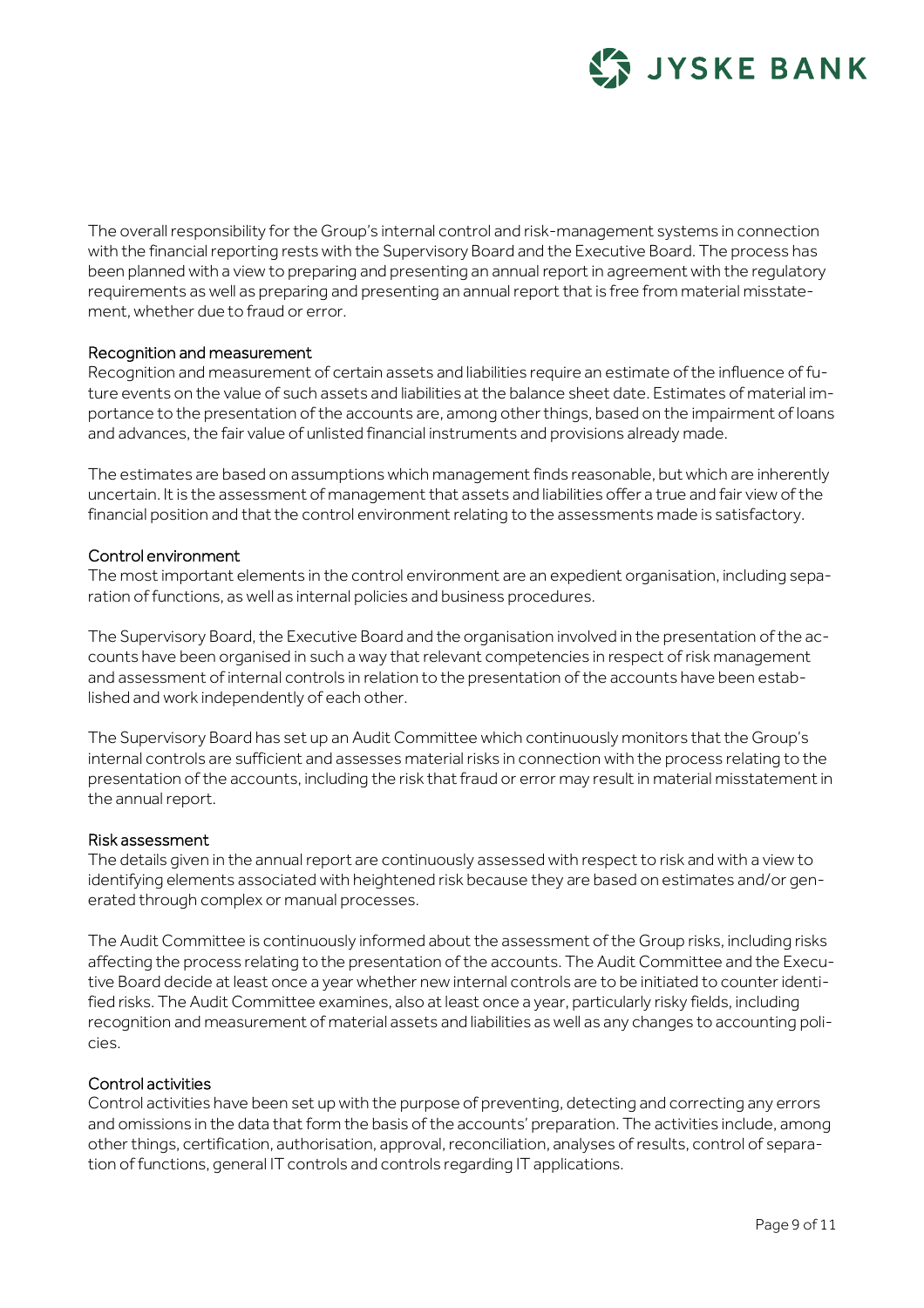The overall responsibility for the Group's internal control and risk-management systems in connection with the financial reporting rests with the Supervisory Board and the Executive Board. The process has been planned with a view to preparing and presenting an annual report in agreement with the regulatory requirements as well as preparing and presenting an annual report that is free from material misstatement, whether due to fraud or error.

### Recognition and measurement

Recognition and measurement of certain assets and liabilities require an estimate of the influence of future events on the value of such assets and liabilities at the balance sheet date. Estimates of material importance to the presentation of the accounts are, among other things, based on the impairment of loans and advances, the fair value of unlisted financial instruments and provisions already made.

The estimates are based on assumptions which management finds reasonable, but which are inherently uncertain. It is the assessment of management that assets and liabilities offer a true and fair view of the financial position and that the control environment relating to the assessments made is satisfactory.

### Control environment

The most important elements in the control environment are an expedient organisation, including separation of functions, as well as internal policies and business procedures.

The Supervisory Board, the Executive Board and the organisation involved in the presentation of the accounts have been organised in such a way that relevant competencies in respect of risk management and assessment of internal controls in relation to the presentation of the accounts have been established and work independently of each other.

The Supervisory Board has set up an Audit Committee which continuously monitors that the Group's internal controls are sufficient and assesses material risks in connection with the process relating to the presentation of the accounts, including the risk that fraud or error may result in material misstatement in the annual report.

### Risk assessment

The details given in the annual report are continuously assessed with respect to risk and with a view to identifying elements associated with heightened risk because they are based on estimates and/or generated through complex or manual processes.

The Audit Committee is continuously informed about the assessment of the Group risks, including risks affecting the process relating to the presentation of the accounts. The Audit Committee and the Executive Board decide at least once a year whether new internal controls are to be initiated to counter identified risks. The Audit Committee examines, also at least once a year, particularly risky fields, including recognition and measurement of material assets and liabilities as well as any changes to accounting policies.

### Control activities

Control activities have been set up with the purpose of preventing, detecting and correcting any errors and omissions in the data that form the basis of the accounts' preparation. The activities include, among other things, certification, authorisation, approval, reconciliation, analyses of results, control of separation of functions, general IT controls and controls regarding IT applications.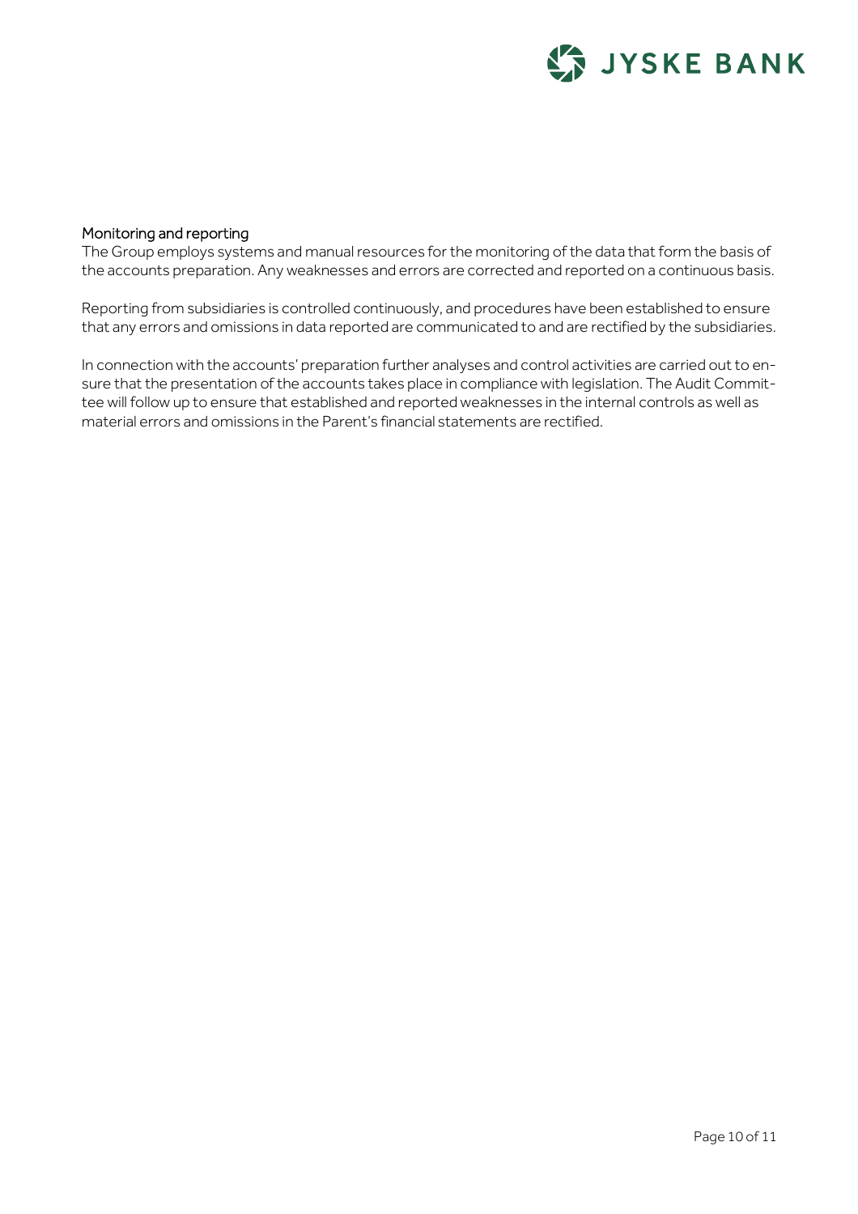### Monitoring and reporting

The Group employs systems and manual resources for the monitoring of the data that form the basis of the accounts preparation. Any weaknesses and errors are corrected and reported on a continuous basis.

Reporting from subsidiaries is controlled continuously, and procedures have been established to ensure that any errors and omissions in data reported are communicated to and are rectified by the subsidiaries.

In connection with the accounts' preparation further analyses and control activities are carried out to ensure that the presentation of the accounts takes place in compliance with legislation. The Audit Committee will follow up to ensure that established and reported weaknesses in the internal controls as well as material errors and omissions in the Parent's financial statements are rectified.